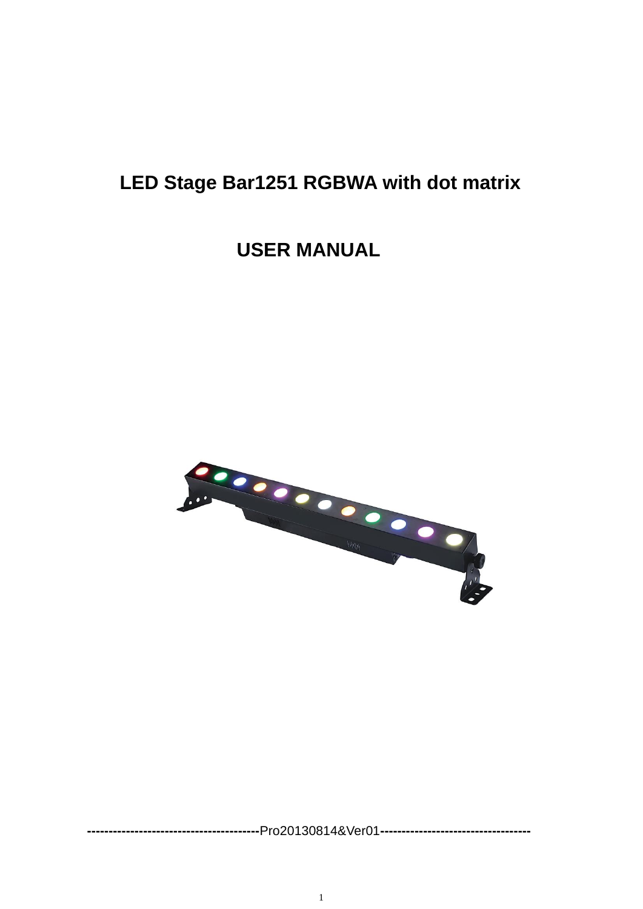# LED Stage Bar1251 RGBWA with dot matrix

# USER MANUAL

----------------------------------------Pro20130814&Ver01-----------------------------------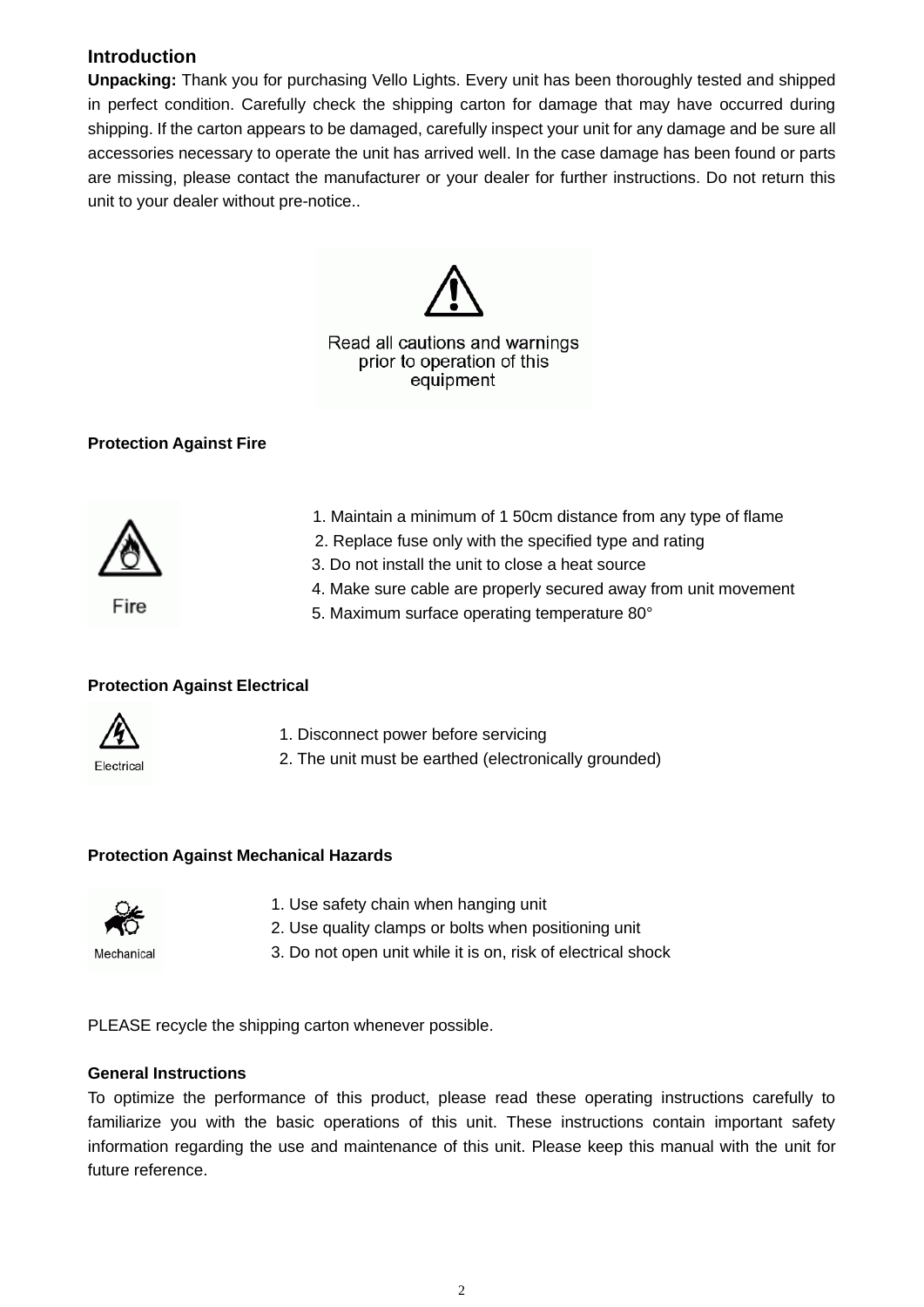## Introduction

**Unpacking:** Thank you for purchasing Vello Lights. Every unit has been thoroughly tested and shipped in perfect condition. Carefully check the shipping carton for damage that may have occurred during shipping. If the carton appears to be damaged, carefully inspect your unit for any damage and be sure all accessories necessary to operate the unit has arrived well. In the case damage has been found or parts are missing, please contact the manufacturer or your dealer for further instructions. Do not return this unit to your dealer without pre-notice..

Read all cautions and warnings prior to operation of this equipment

**Protection Against Fire**

Fire

1. Maintain a minimum of 1 50cm distance from any type of flame
2. Replace fuse only with the specified type and rating
3. Do not install the unit to close a heat source
4. Make sure cable are properly secured away from unit movement
5. Maximum surface operating temperature 80°

**Protection Against Electrical**

Electrical

1. Disconnect power before servicing
2. The unit must be earthed (electronically grounded)

**Protection Against Mechanical Hazards**

Mechanical

1. Use safety chain when hanging unit
2. Use quality clamps or bolts when positioning unit
3. Do not open unit while it is on, risk of electrical shock

PLEASE recycle the shipping carton whenever possible.

**General Instructions**

To optimize the performance of this product, please read these operating instructions carefully to familiarize you with the basic operations of this unit. These instructions contain important safety information regarding the use and maintenance of this unit. Please keep this manual with the unit for future reference.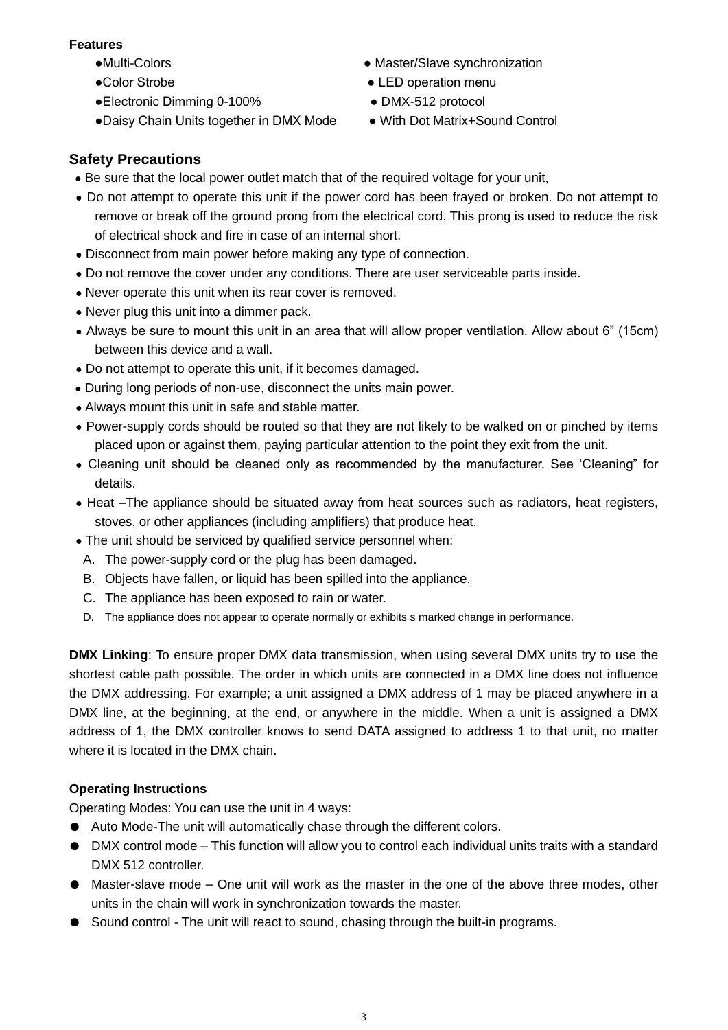**Features**

- Multi-Colors
- Color Strobe
- Electronic Dimming 0-100%
- Daisy Chain Units together in DMX Mode
- Master/Slave synchronization
- LED operation menu
- DMX-512 protocol
- With Dot Matrix+Sound Control

## Safety Precautions

- Be sure that the local power outlet match that of the required voltage for your unit,
- Do not attempt to operate this unit if the power cord has been frayed or broken. Do not attempt to remove or break off the ground prong from the electrical cord. This prong is used to reduce the risk of electrical shock and fire in case of an internal short.
- Disconnect from main power before making any type of connection.
- Do not remove the cover under any conditions. There are user serviceable parts inside.
- Never operate this unit when its rear cover is removed.
- Never plug this unit into a dimmer pack.
- Always be sure to mount this unit in an area that will allow proper ventilation. Allow about 6” (15cm) between this device and a wall.
- Do not attempt to operate this unit, if it becomes damaged.
- During long periods of non-use, disconnect the units main power.
- Always mount this unit in safe and stable matter.
- Power-supply cords should be routed so that they are not likely to be walked on or pinched by items placed upon or against them, paying particular attention to the point they exit from the unit.
- Cleaning unit should be cleaned only as recommended by the manufacturer. See ‘Cleaning” for details.
- Heat –The appliance should be situated away from heat sources such as radiators, heat registers, stoves, or other appliances (including amplifiers) that produce heat.
- The unit should be serviced by qualified service personnel when:
  - A. The power-supply cord or the plug has been damaged.
  - B. Objects have fallen, or liquid has been spilled into the appliance.
  - C. The appliance has been exposed to rain or water.
  - D. The appliance does not appear to operate normally or exhibits s marked change in performance.

**DMX Linking**: To ensure proper DMX data transmission, when using several DMX units try to use the shortest cable path possible. The order in which units are connected in a DMX line does not influence the DMX addressing. For example; a unit assigned a DMX address of 1 may be placed anywhere in a DMX line, at the beginning, at the end, or anywhere in the middle. When a unit is assigned a DMX address of 1, the DMX controller knows to send DATA assigned to address 1 to that unit, no matter where it is located in the DMX chain.

**Operating Instructions**

Operating Modes: You can use the unit in 4 ways:

- Auto Mode-The unit will automatically chase through the different colors.
- DMX control mode – This function will allow you to control each individual units traits with a standard DMX 512 controller.
- Master-slave mode – One unit will work as the master in the one of the above three modes, other units in the chain will work in synchronization towards the master.
- Sound control - The unit will react to sound, chasing through the built-in programs.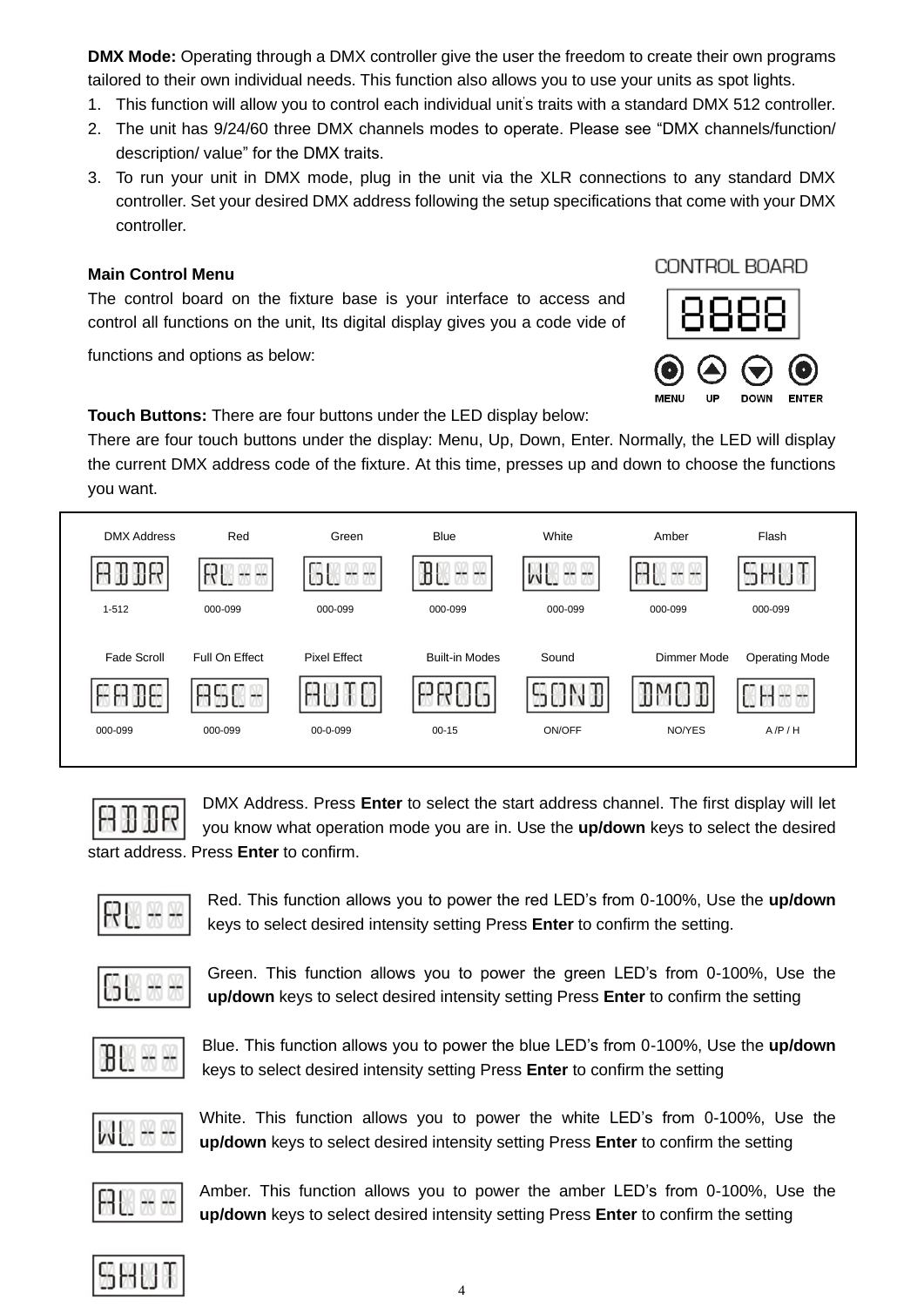**DMX Mode:** Operating through a DMX controller give the user the freedom to create their own programs tailored to their own individual needs. This function also allows you to use your units as spot lights.

1. This function will allow you to control each individual unit's traits with a standard DMX 512 controller.
2. The unit has 9/24/60 three DMX channels modes to operate. Please see "DMX channels/function/ description/ value" for the DMX traits.
3. To run your unit in DMX mode, plug in the unit via the XLR connections to any standard DMX controller. Set your desired DMX address following the setup specifications that come with your DMX controller.

**Main Control Menu**

The control board on the fixture base is your interface to access and control all functions on the unit, Its digital display gives you a code vide of functions and options as below:

CONTROL BOARD

8888

MENU UP DOWN ENTER

**Touch Buttons:** There are four buttons under the LED display below:

There are four touch buttons under the display: Menu, Up, Down, Enter. Normally, the LED will display the current DMX address code of the fixture. At this time, presses up and down to choose the functions you want.

| DMX Address | Red | Green | Blue | White | Amber | Flash |
|---|---|---|---|---|---|---|
| ADDR | RL-- | GL-- | BL-- | WL-- | AL-- | SHUT |
| 1-512 | 000-099 | 000-099 | 000-099 | 000-099 | 000-099 | 000-099 |
| **Fade Scroll** | **Full On Effect** | **Pixel Effect** | **Built-in Modes** | **Sound** | **Dimmer Mode** | **Operating Mode** |
| FADE | ASC- | AUTO | PROG | SOND | DMOD | CH-- |
| 000-099 | 000-099 | 00-0-099 | 00-15 | ON/OFF | NO/YES | A /P / H |

ADDR — DMX Address. Press **Enter** to select the start address channel. The first display will let you know what operation mode you are in. Use the **up/down** keys to select the desired start address. Press **Enter** to confirm.

RL-- — Red. This function allows you to power the red LED's from 0-100%, Use the **up/down** keys to select desired intensity setting Press **Enter** to confirm the setting.

GL-- — Green. This function allows you to power the green LED's from 0-100%, Use the **up/down** keys to select desired intensity setting Press **Enter** to confirm the setting

BL-- — Blue. This function allows you to power the blue LED's from 0-100%, Use the **up/down** keys to select desired intensity setting Press **Enter** to confirm the setting

WL-- — White. This function allows you to power the white LED's from 0-100%, Use the **up/down** keys to select desired intensity setting Press **Enter** to confirm the setting

AL-- — Amber. This function allows you to power the amber LED's from 0-100%, Use the **up/down** keys to select desired intensity setting Press **Enter** to confirm the setting

SHUT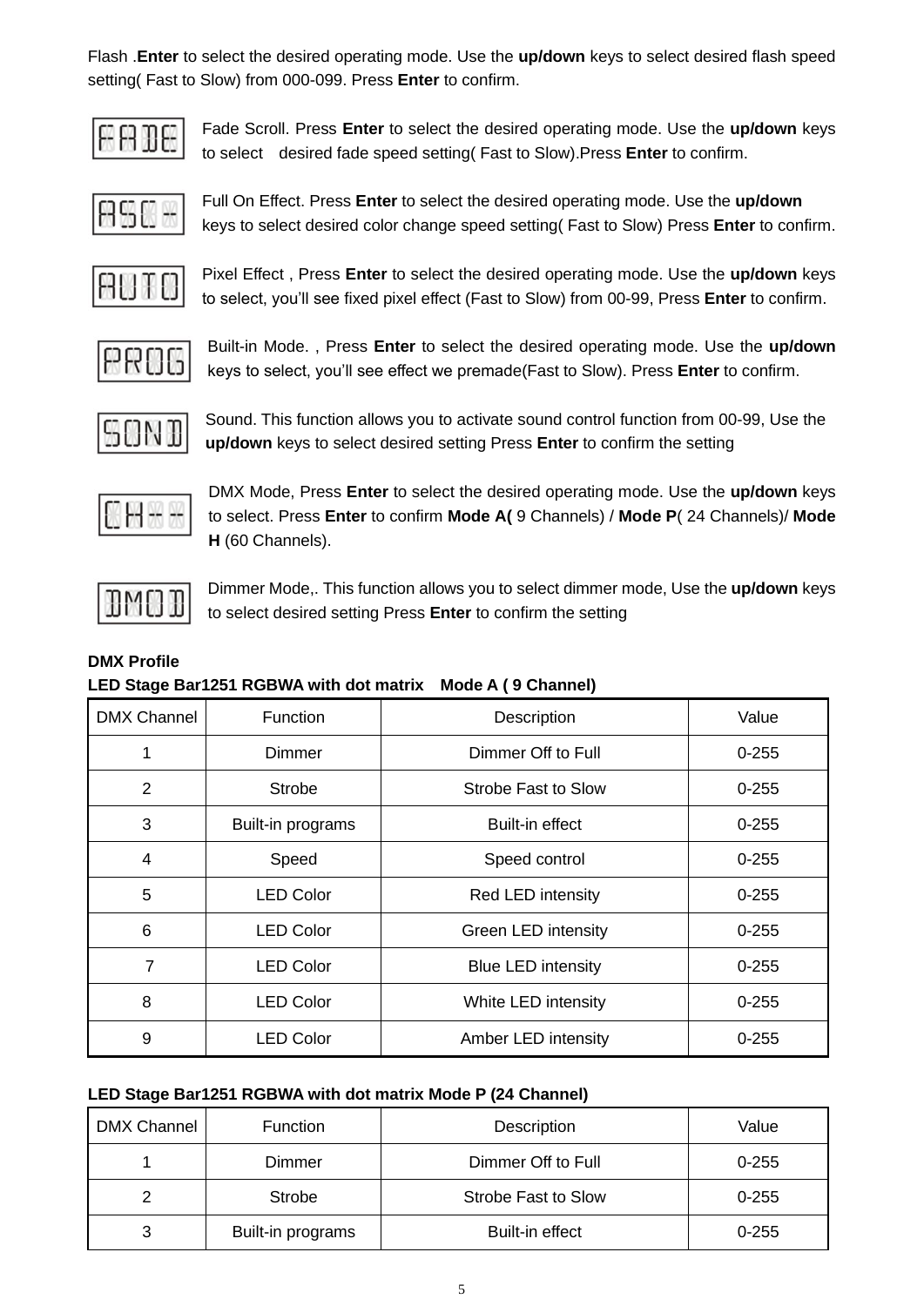Flash .**Enter** to select the desired operating mode. Use the **up/down** keys to select desired flash speed setting( Fast to Slow) from 000-099. Press **Enter** to confirm.

FADE — Fade Scroll. Press **Enter** to select the desired operating mode. Use the **up/down** keys to select desired fade speed setting( Fast to Slow).Press **Enter** to confirm.

ASC- — Full On Effect. Press **Enter** to select the desired operating mode. Use the **up/down** keys to select desired color change speed setting( Fast to Slow) Press **Enter** to confirm.

AUTO — Pixel Effect , Press **Enter** to select the desired operating mode. Use the **up/down** keys to select, you'll see fixed pixel effect (Fast to Slow) from 00-99, Press **Enter** to confirm.

PROG — Built-in Mode. , Press **Enter** to select the desired operating mode. Use the **up/down** keys to select, you'll see effect we premade(Fast to Slow). Press **Enter** to confirm.

SOND — Sound. This function allows you to activate sound control function from 00-99, Use the **up/down** keys to select desired setting Press **Enter** to confirm the setting

CH-- — DMX Mode, Press **Enter** to select the desired operating mode. Use the **up/down** keys to select. Press **Enter** to confirm **Mode A(** 9 Channels) / **Mode P**( 24 Channels)/ **Mode H** (60 Channels).

DMOD — Dimmer Mode,. This function allows you to select dimmer mode, Use the **up/down** keys to select desired setting Press **Enter** to confirm the setting

**DMX Profile**

**LED Stage Bar1251 RGBWA with dot matrix Mode A ( 9 Channel)**

| DMX Channel | Function | Description | Value |
|---|---|---|---|
| 1 | Dimmer | Dimmer Off to Full | 0-255 |
| 2 | Strobe | Strobe Fast to Slow | 0-255 |
| 3 | Built-in programs | Built-in effect | 0-255 |
| 4 | Speed | Speed control | 0-255 |
| 5 | LED Color | Red LED intensity | 0-255 |
| 6 | LED Color | Green LED intensity | 0-255 |
| 7 | LED Color | Blue LED intensity | 0-255 |
| 8 | LED Color | White LED intensity | 0-255 |
| 9 | LED Color | Amber LED intensity | 0-255 |

**LED Stage Bar1251 RGBWA with dot matrix Mode P (24 Channel)**

| DMX Channel | Function | Description | Value |
|---|---|---|---|
| 1 | Dimmer | Dimmer Off to Full | 0-255 |
| 2 | Strobe | Strobe Fast to Slow | 0-255 |
| 3 | Built-in programs | Built-in effect | 0-255 |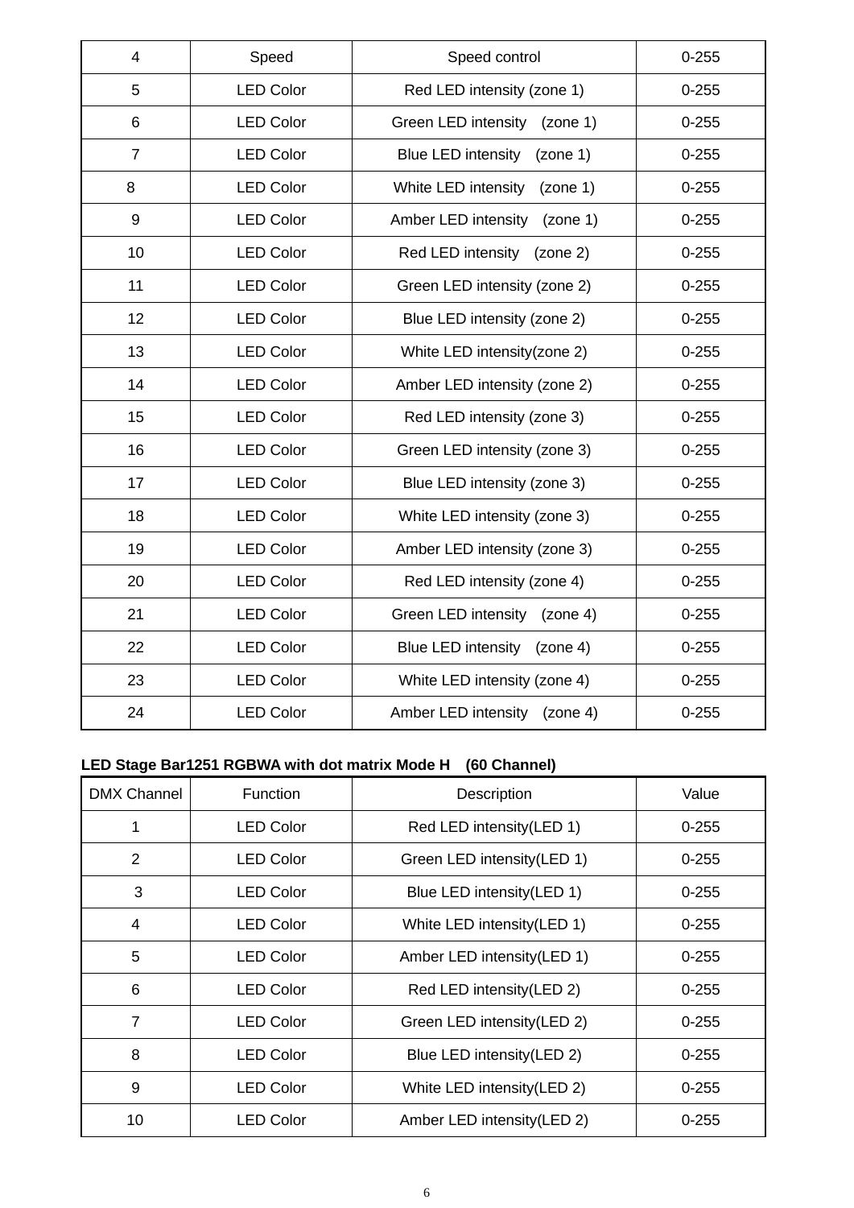| | | | |
|---|---|---|---|
| 4 | Speed | Speed control | 0-255 |
| 5 | LED Color | Red LED intensity (zone 1) | 0-255 |
| 6 | LED Color | Green LED intensity (zone 1) | 0-255 |
| 7 | LED Color | Blue LED intensity (zone 1) | 0-255 |
| 8 | LED Color | White LED intensity (zone 1) | 0-255 |
| 9 | LED Color | Amber LED intensity (zone 1) | 0-255 |
| 10 | LED Color | Red LED intensity (zone 2) | 0-255 |
| 11 | LED Color | Green LED intensity (zone 2) | 0-255 |
| 12 | LED Color | Blue LED intensity (zone 2) | 0-255 |
| 13 | LED Color | White LED intensity(zone 2) | 0-255 |
| 14 | LED Color | Amber LED intensity (zone 2) | 0-255 |
| 15 | LED Color | Red LED intensity (zone 3) | 0-255 |
| 16 | LED Color | Green LED intensity (zone 3) | 0-255 |
| 17 | LED Color | Blue LED intensity (zone 3) | 0-255 |
| 18 | LED Color | White LED intensity (zone 3) | 0-255 |
| 19 | LED Color | Amber LED intensity (zone 3) | 0-255 |
| 20 | LED Color | Red LED intensity (zone 4) | 0-255 |
| 21 | LED Color | Green LED intensity (zone 4) | 0-255 |
| 22 | LED Color | Blue LED intensity (zone 4) | 0-255 |
| 23 | LED Color | White LED intensity (zone 4) | 0-255 |
| 24 | LED Color | Amber LED intensity (zone 4) | 0-255 |

**LED Stage Bar1251 RGBWA with dot matrix Mode H (60 Channel)**

| DMX Channel | Function | Description | Value |
|---|---|---|---|
| 1 | LED Color | Red LED intensity(LED 1) | 0-255 |
| 2 | LED Color | Green LED intensity(LED 1) | 0-255 |
| 3 | LED Color | Blue LED intensity(LED 1) | 0-255 |
| 4 | LED Color | White LED intensity(LED 1) | 0-255 |
| 5 | LED Color | Amber LED intensity(LED 1) | 0-255 |
| 6 | LED Color | Red LED intensity(LED 2) | 0-255 |
| 7 | LED Color | Green LED intensity(LED 2) | 0-255 |
| 8 | LED Color | Blue LED intensity(LED 2) | 0-255 |
| 9 | LED Color | White LED intensity(LED 2) | 0-255 |
| 10 | LED Color | Amber LED intensity(LED 2) | 0-255 |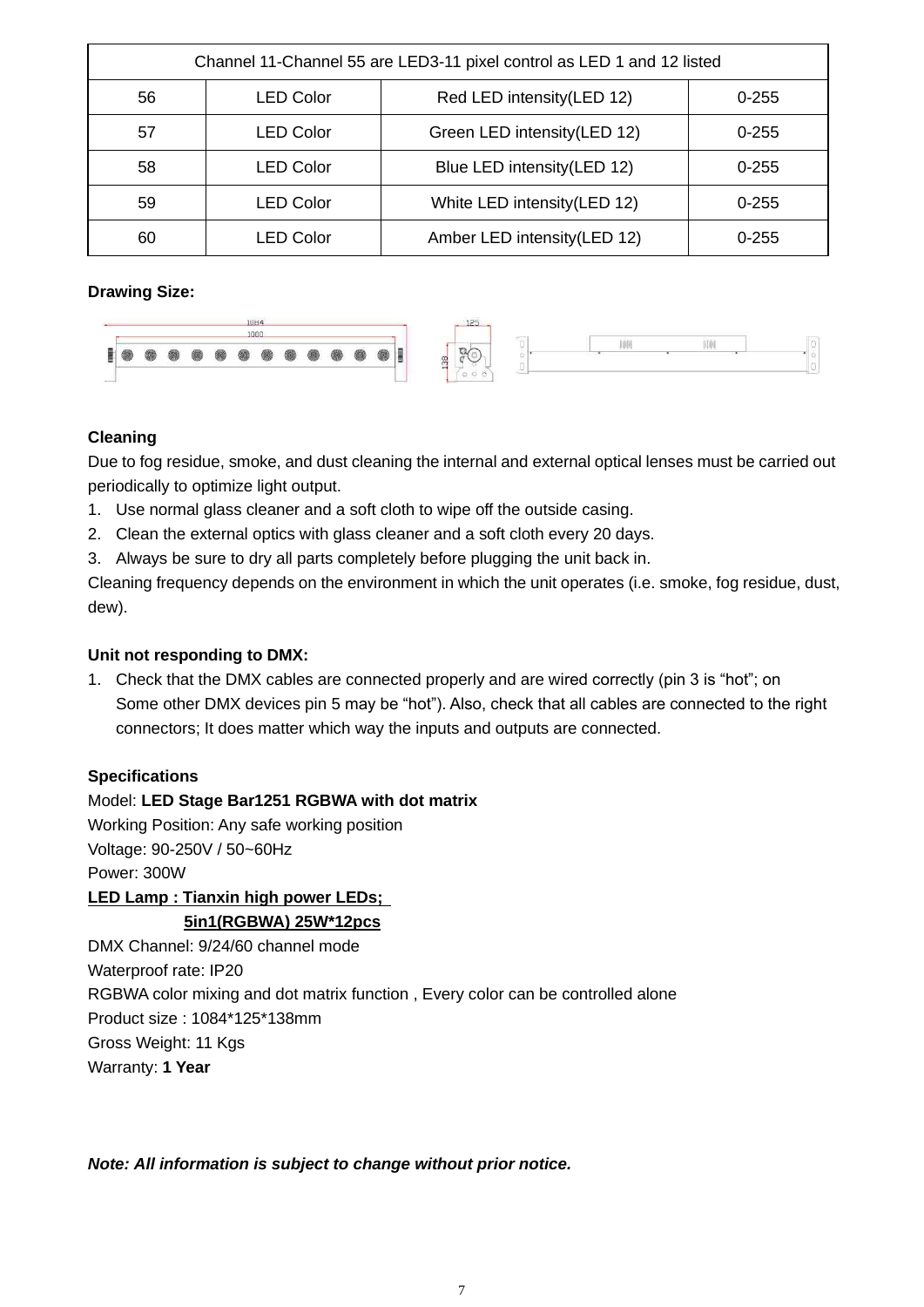| Channel 11-Channel 55 are LED3-11 pixel control as LED 1 and 12 listed | | | |
|---|---|---|---|
| 56 | LED Color | Red LED intensity(LED 12) | 0-255 |
| 57 | LED Color | Green LED intensity(LED 12) | 0-255 |
| 58 | LED Color | Blue LED intensity(LED 12) | 0-255 |
| 59 | LED Color | White LED intensity(LED 12) | 0-255 |
| 60 | LED Color | Amber LED intensity(LED 12) | 0-255 |

**Drawing Size:**

1084
1000
125
138

**Cleaning**

Due to fog residue, smoke, and dust cleaning the internal and external optical lenses must be carried out periodically to optimize light output.

1. Use normal glass cleaner and a soft cloth to wipe off the outside casing.
2. Clean the external optics with glass cleaner and a soft cloth every 20 days.
3. Always be sure to dry all parts completely before plugging the unit back in.

Cleaning frequency depends on the environment in which the unit operates (i.e. smoke, fog residue, dust, dew).

**Unit not responding to DMX:**

1. Check that the DMX cables are connected properly and are wired correctly (pin 3 is "hot"; on Some other DMX devices pin 5 may be "hot"). Also, check that all cables are connected to the right connectors; It does matter which way the inputs and outputs are connected.

**Specifications**

Model: **LED Stage Bar1251 RGBWA with dot matrix**
Working Position: Any safe working position
Voltage: 90-250V / 50~60Hz
Power: 300W
**LED Lamp : Tianxin high power LEDs;**
**5in1(RGBWA) 25W*12pcs**
DMX Channel: 9/24/60 channel mode
Waterproof rate: IP20
RGBWA color mixing and dot matrix function , Every color can be controlled alone
Product size : 1084*125*138mm
Gross Weight: 11 Kgs
Warranty: **1 Year**

***Note: All information is subject to change without prior notice.***